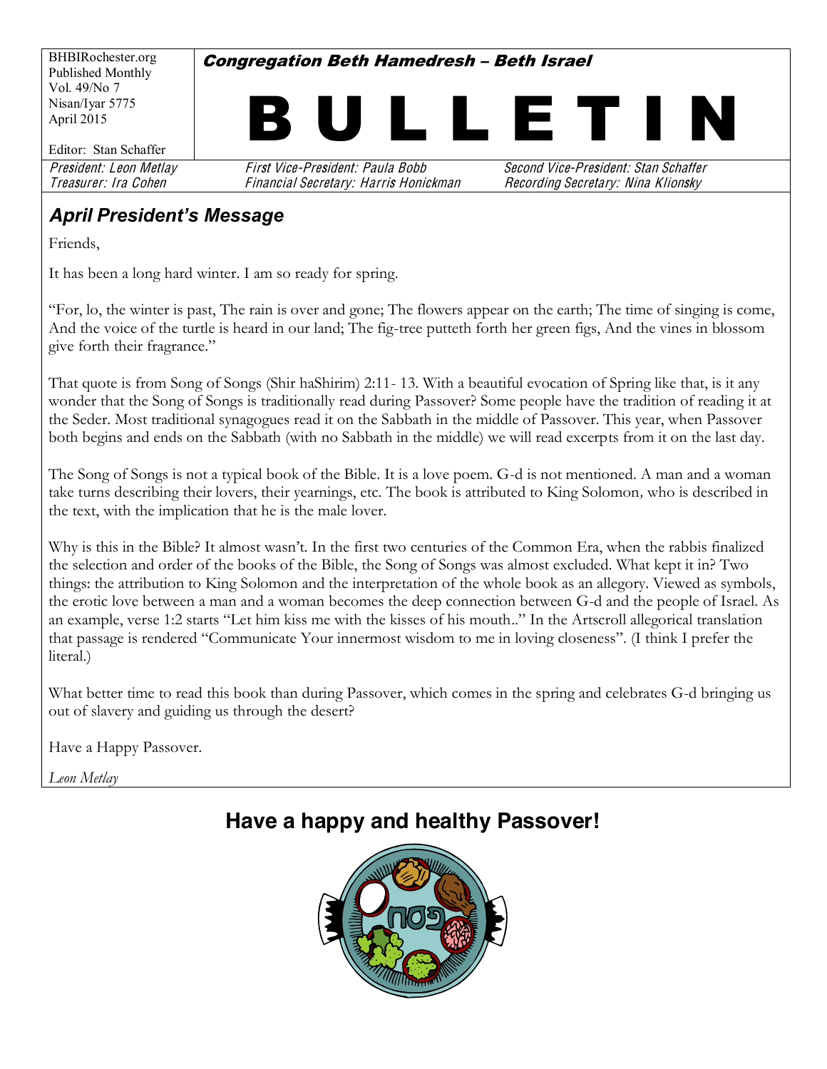BHBIRochester.org
Published Monthly
Vol. 49/No 7
Nisan/Iyar 5775
April 2015

Editor: Stan Schaffer

**Congregation Beth Hamedresh – Beth Israel**

# BULLETIN

*President: Leon Metlay* — *First Vice-President: Paula Bobb* — *Second Vice-President: Stan Schaffer*
*Treasurer: Ira Cohen* — *Financial Secretary: Harris Honickman* — *Recording Secretary: Nina Klionsky*

## April President's Message

Friends,

It has been a long hard winter. I am so ready for spring.

"For, lo, the winter is past, The rain is over and gone; The flowers appear on the earth; The time of singing is come, And the voice of the turtle is heard in our land; The fig-tree putteth forth her green figs, And the vines in blossom give forth their fragrance."

That quote is from Song of Songs (Shir haShirim) 2:11- 13. With a beautiful evocation of Spring like that, is it any wonder that the Song of Songs is traditionally read during Passover? Some people have the tradition of reading it at the Seder. Most traditional synagogues read it on the Sabbath in the middle of Passover. This year, when Passover both begins and ends on the Sabbath (with no Sabbath in the middle) we will read excerpts from it on the last day.

The Song of Songs is not a typical book of the Bible. It is a love poem. G-d is not mentioned. A man and a woman take turns describing their lovers, their yearnings, etc. The book is attributed to King Solomon, who is described in the text, with the implication that he is the male lover.

Why is this in the Bible? It almost wasn't. In the first two centuries of the Common Era, when the rabbis finalized the selection and order of the books of the Bible, the Song of Songs was almost excluded. What kept it in? Two things: the attribution to King Solomon and the interpretation of the whole book as an allegory. Viewed as symbols, the erotic love between a man and a woman becomes the deep connection between G-d and the people of Israel. As an example, verse 1:2 starts "Let him kiss me with the kisses of his mouth.." In the Artscroll allegorical translation that passage is rendered "Communicate Your innermost wisdom to me in loving closeness". (I think I prefer the literal.)

What better time to read this book than during Passover, which comes in the spring and celebrates G-d bringing us out of slavery and guiding us through the desert?

Have a Happy Passover.

*Leon Metlay*

## Have a happy and healthy Passover!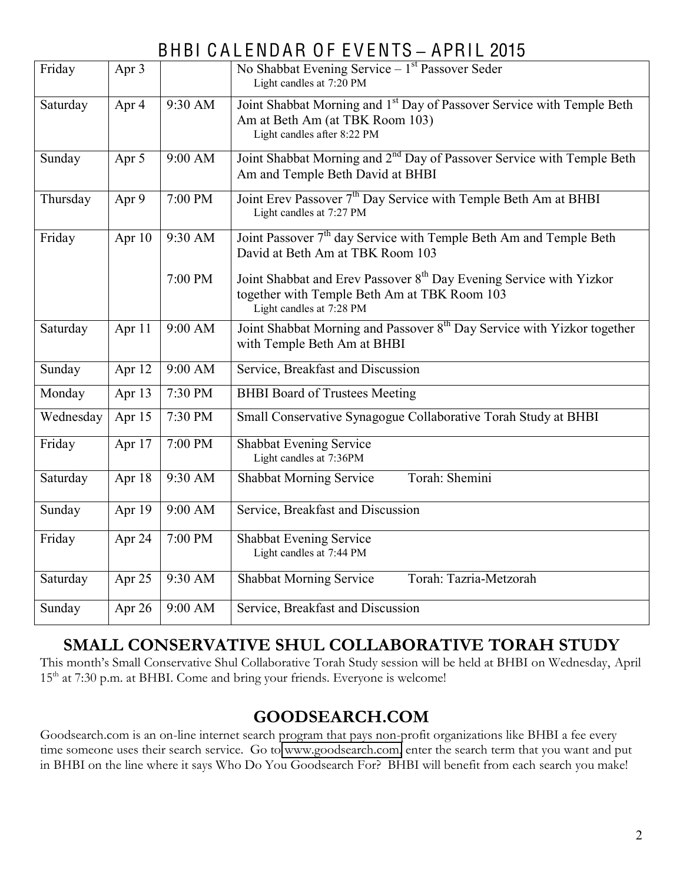# BHBI CALENDAR OF EVENTS – APRIL 2015

| Day | Date | Time | Event |
|---|---|---|---|
| Friday | Apr 3 | | No Shabbat Evening Service – 1st Passover Seder<br>Light candles at 7:20 PM |
| Saturday | Apr 4 | 9:30 AM | Joint Shabbat Morning and 1st Day of Passover Service with Temple Beth Am at Beth Am (at TBK Room 103)<br>Light candles after 8:22 PM |
| Sunday | Apr 5 | 9:00 AM | Joint Shabbat Morning and 2nd Day of Passover Service with Temple Beth Am and Temple Beth David at BHBI |
| Thursday | Apr 9 | 7:00 PM | Joint Erev Passover 7th Day Service with Temple Beth Am at BHBI<br>Light candles at 7:27 PM |
| Friday | Apr 10 | 9:30 AM | Joint Passover 7th day Service with Temple Beth Am and Temple Beth David at Beth Am at TBK Room 103 |
| | | 7:00 PM | Joint Shabbat and Erev Passover 8th Day Evening Service with Yizkor together with Temple Beth Am at TBK Room 103<br>Light candles at 7:28 PM |
| Saturday | Apr 11 | 9:00 AM | Joint Shabbat Morning and Passover 8th Day Service with Yizkor together with Temple Beth Am at BHBI |
| Sunday | Apr 12 | 9:00 AM | Service, Breakfast and Discussion |
| Monday | Apr 13 | 7:30 PM | BHBI Board of Trustees Meeting |
| Wednesday | Apr 15 | 7:30 PM | Small Conservative Synagogue Collaborative Torah Study at BHBI |
| Friday | Apr 17 | 7:00 PM | Shabbat Evening Service<br>Light candles at 7:36PM |
| Saturday | Apr 18 | 9:30 AM | Shabbat Morning Service Torah: Shemini |
| Sunday | Apr 19 | 9:00 AM | Service, Breakfast and Discussion |
| Friday | Apr 24 | 7:00 PM | Shabbat Evening Service<br>Light candles at 7:44 PM |
| Saturday | Apr 25 | 9:30 AM | Shabbat Morning Service Torah: Tazria-Metzorah |
| Sunday | Apr 26 | 9:00 AM | Service, Breakfast and Discussion |

## SMALL CONSERVATIVE SHUL COLLABORATIVE TORAH STUDY

This month's Small Conservative Shul Collaborative Torah Study session will be held at BHBI on Wednesday, April 15th at 7:30 p.m. at BHBI. Come and bring your friends. Everyone is welcome!

## GOODSEARCH.COM

Goodsearch.com is an on-line internet search program that pays non-profit organizations like BHBI a fee every time someone uses their search service. Go to www.goodsearch.com, enter the search term that you want and put in BHBI on the line where it says Who Do You Goodsearch For? BHBI will benefit from each search you make!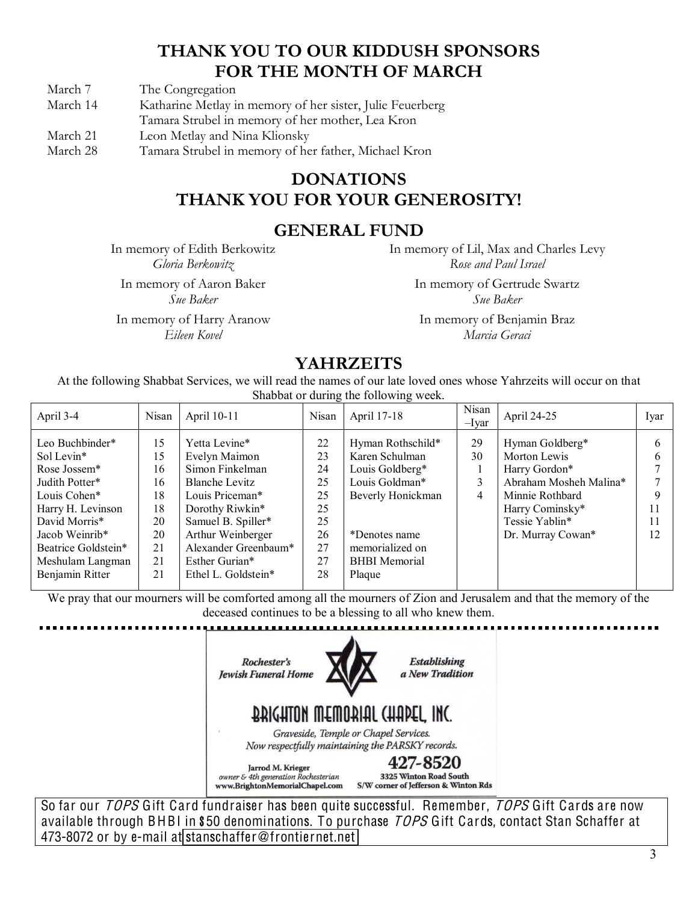## THANK YOU TO OUR KIDDUSH SPONSORS FOR THE MONTH OF MARCH

March 7 — The Congregation

March 14 — Katharine Metlay in memory of her sister, Julie Feuerberg
Tamara Strubel in memory of her mother, Lea Kron

March 21 — Leon Metlay and Nina Klionsky

March 28 — Tamara Strubel in memory of her father, Michael Kron

## DONATIONS
## THANK YOU FOR YOUR GENEROSITY!

### GENERAL FUND

In memory of Edith Berkowitz
*Gloria Berkowitz*

In memory of Aaron Baker
*Sue Baker*

In memory of Harry Aranow
*Eileen Kovel*

In memory of Lil, Max and Charles Levy
*Rose and Paul Israel*

In memory of Gertrude Swartz
*Sue Baker*

In memory of Benjamin Braz
*Marcia Geraci*

### YAHRZEITS

At the following Shabbat Services, we will read the names of our late loved ones whose Yahrzeits will occur on that Shabbat or during the following week.

| April 3-4 | Nisan | April 10-11 | Nisan | April 17-18 | Nisan –Iyar | April 24-25 | Iyar |
|---|---|---|---|---|---|---|---|
| Leo Buchbinder* | 15 | Yetta Levine* | 22 | Hyman Rothschild* | 29 | Hyman Goldberg* | 6 |
| Sol Levin* | 15 | Evelyn Maimon | 23 | Karen Schulman | 30 | Morton Lewis | 6 |
| Rose Jossem* | 16 | Simon Finkelman | 24 | Louis Goldberg* | 1 | Harry Gordon* | 7 |
| Judith Potter* | 16 | Blanche Levitz | 25 | Louis Goldman* | 3 | Abraham Mosheh Malina* | 7 |
| Louis Cohen* | 18 | Louis Priceman* | 25 | Beverly Honickman | 4 | Minnie Rothbard | 9 |
| Harry H. Levinson | 18 | Dorothy Riwkin* | 25 | | | Harry Cominsky* | 11 |
| David Morris* | 20 | Samuel B. Spiller* | 25 | | | Tessie Yablin* | 11 |
| Jacob Weinrib* | 20 | Arthur Weinberger | 26 | *Denotes name | | Dr. Murray Cowan* | 12 |
| Beatrice Goldstein* | 21 | Alexander Greenbaum* | 27 | memorialized on | | | |
| Meshulam Langman | 21 | Esther Gurian* | 27 | BHBI Memorial | | | |
| Benjamin Ritter | 21 | Ethel L. Goldstein* | 28 | Plaque | | | |

We pray that our mourners will be comforted among all the mourners of Zion and Jerusalem and that the memory of the deceased continues to be a blessing to all who knew them.

Rochester's Jewish Funeral Home — Establishing a New Tradition

**BRIGHTON MEMORIAL CHAPEL, INC.**

*Graveside, Temple or Chapel Services.*
*Now respectfully maintaining the PARSKY records.*

Jarrod M. Krieger
*owner & 4th generation Rochesterian*
www.BrightonMemorialChapel.com

**427-8520**
3325 Winton Road South
S/W corner of Jefferson & Winton Rds

So far our *TOPS* Gift Card fundraiser has been quite successful. Remember, *TOPS* Gift Cards are now available through BHBI in $50 denominations. To purchase *TOPS* Gift Cards, contact Stan Schaffer at 473-8072 or by e-mail at stanschaffer@frontiernet.net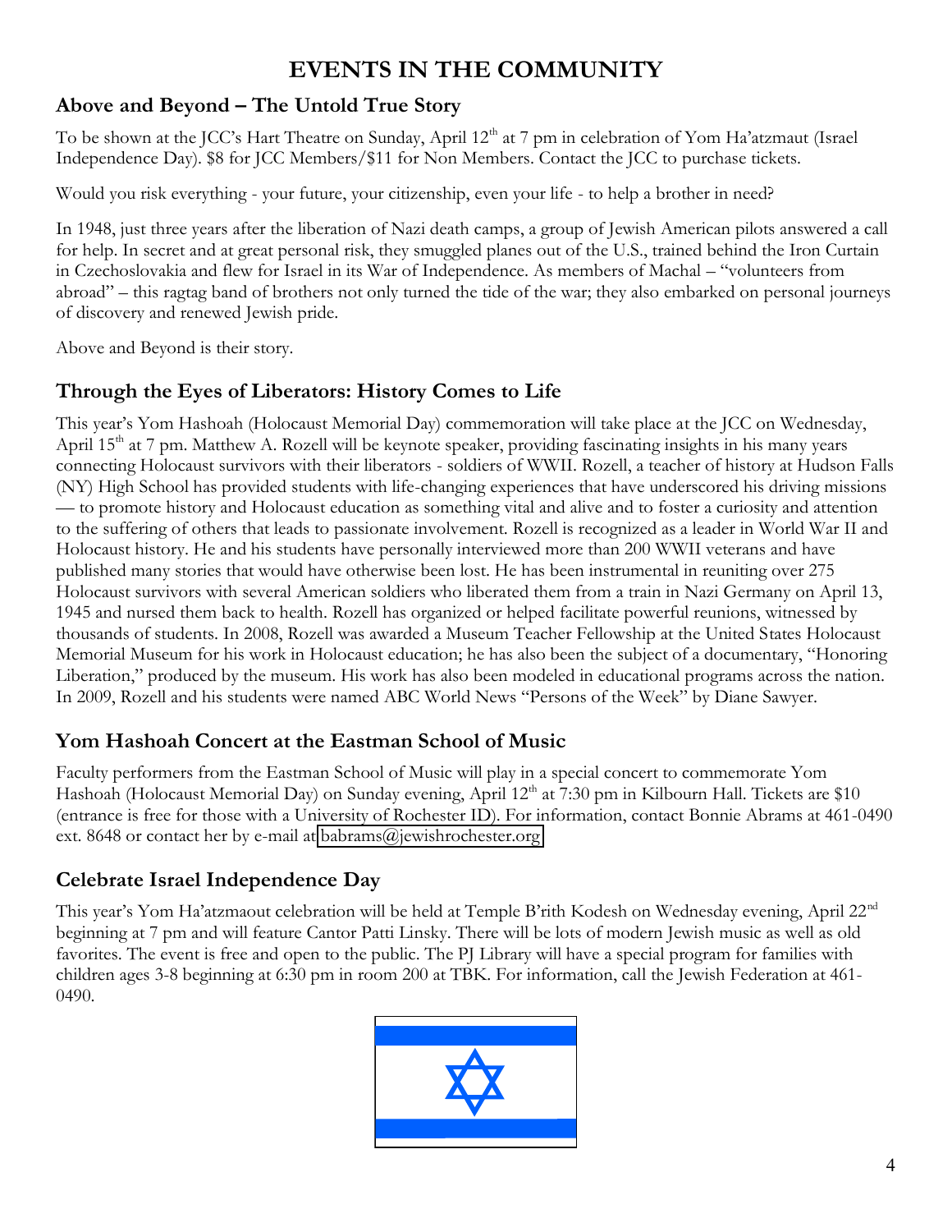# EVENTS IN THE COMMUNITY

## Above and Beyond – The Untold True Story

To be shown at the JCC's Hart Theatre on Sunday, April 12th at 7 pm in celebration of Yom Ha'atzmaut (Israel Independence Day). $8 for JCC Members/$11 for Non Members. Contact the JCC to purchase tickets.

Would you risk everything - your future, your citizenship, even your life - to help a brother in need?

In 1948, just three years after the liberation of Nazi death camps, a group of Jewish American pilots answered a call for help. In secret and at great personal risk, they smuggled planes out of the U.S., trained behind the Iron Curtain in Czechoslovakia and flew for Israel in its War of Independence. As members of Machal – "volunteers from abroad" – this ragtag band of brothers not only turned the tide of the war; they also embarked on personal journeys of discovery and renewed Jewish pride.

Above and Beyond is their story.

## Through the Eyes of Liberators: History Comes to Life

This year's Yom Hashoah (Holocaust Memorial Day) commemoration will take place at the JCC on Wednesday, April 15th at 7 pm. Matthew A. Rozell will be keynote speaker, providing fascinating insights in his many years connecting Holocaust survivors with their liberators - soldiers of WWII. Rozell, a teacher of history at Hudson Falls (NY) High School has provided students with life-changing experiences that have underscored his driving missions — to promote history and Holocaust education as something vital and alive and to foster a curiosity and attention to the suffering of others that leads to passionate involvement. Rozell is recognized as a leader in World War II and Holocaust history. He and his students have personally interviewed more than 200 WWII veterans and have published many stories that would have otherwise been lost. He has been instrumental in reuniting over 275 Holocaust survivors with several American soldiers who liberated them from a train in Nazi Germany on April 13, 1945 and nursed them back to health. Rozell has organized or helped facilitate powerful reunions, witnessed by thousands of students. In 2008, Rozell was awarded a Museum Teacher Fellowship at the United States Holocaust Memorial Museum for his work in Holocaust education; he has also been the subject of a documentary, "Honoring Liberation," produced by the museum. His work has also been modeled in educational programs across the nation. In 2009, Rozell and his students were named ABC World News "Persons of the Week" by Diane Sawyer.

## Yom Hashoah Concert at the Eastman School of Music

Faculty performers from the Eastman School of Music will play in a special concert to commemorate Yom Hashoah (Holocaust Memorial Day) on Sunday evening, April 12th at 7:30 pm in Kilbourn Hall. Tickets are $10 (entrance is free for those with a University of Rochester ID). For information, contact Bonnie Abrams at 461-0490 ext. 8648 or contact her by e-mail at babrams@jewishrochester.org

## Celebrate Israel Independence Day

This year's Yom Ha'atzmaout celebration will be held at Temple B'rith Kodesh on Wednesday evening, April 22nd beginning at 7 pm and will feature Cantor Patti Linsky. There will be lots of modern Jewish music as well as old favorites. The event is free and open to the public. The PJ Library will have a special program for families with children ages 3-8 beginning at 6:30 pm in room 200 at TBK. For information, call the Jewish Federation at 461-0490.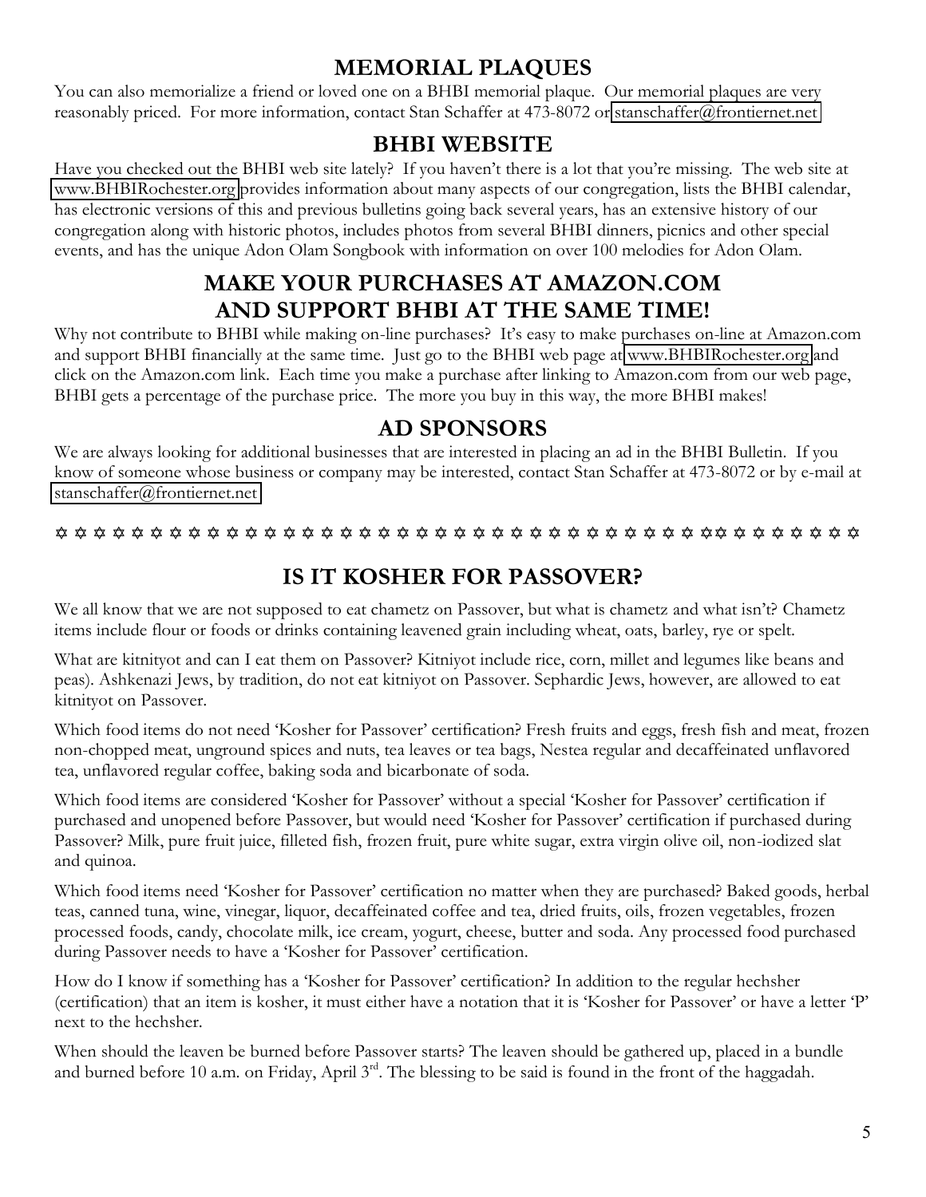## MEMORIAL PLAQUES

You can also memorialize a friend or loved one on a BHBI memorial plaque. Our memorial plaques are very reasonably priced. For more information, contact Stan Schaffer at 473-8072 or stanschaffer@frontiernet.net

## BHBI WEBSITE

Have you checked out the BHBI web site lately? If you haven't there is a lot that you're missing. The web site at www.BHBIRochester.org provides information about many aspects of our congregation, lists the BHBI calendar, has electronic versions of this and previous bulletins going back several years, has an extensive history of our congregation along with historic photos, includes photos from several BHBI dinners, picnics and other special events, and has the unique Adon Olam Songbook with information on over 100 melodies for Adon Olam.

## MAKE YOUR PURCHASES AT AMAZON.COM AND SUPPORT BHBI AT THE SAME TIME!

Why not contribute to BHBI while making on-line purchases? It's easy to make purchases on-line at Amazon.com and support BHBI financially at the same time. Just go to the BHBI web page at www.BHBIRochester.org and click on the Amazon.com link. Each time you make a purchase after linking to Amazon.com from our web page, BHBI gets a percentage of the purchase price. The more you buy in this way, the more BHBI makes!

## AD SPONSORS

We are always looking for additional businesses that are interested in placing an ad in the BHBI Bulletin. If you know of someone whose business or company may be interested, contact Stan Schaffer at 473-8072 or by e-mail at stanschaffer@frontiernet.net

✡ ✡ ✡ ✡ ✡ ✡ ✡ ✡ ✡ ✡ ✡ ✡ ✡ ✡ ✡ ✡ ✡ ✡ ✡ ✡ ✡ ✡ ✡ ✡ ✡ ✡ ✡ ✡ ✡ ✡ ✡ ✡ ✡ ✡ ✡ ✡ ✡ ✡ ✡ ✡ ✡ ✡ ✡ ✡ ✡ ✡

## IS IT KOSHER FOR PASSOVER?

We all know that we are not supposed to eat chametz on Passover, but what is chametz and what isn't? Chametz items include flour or foods or drinks containing leavened grain including wheat, oats, barley, rye or spelt.

What are kitnityot and can I eat them on Passover? Kitniyot include rice, corn, millet and legumes like beans and peas). Ashkenazi Jews, by tradition, do not eat kitniyot on Passover. Sephardic Jews, however, are allowed to eat kitnityot on Passover.

Which food items do not need 'Kosher for Passover' certification? Fresh fruits and eggs, fresh fish and meat, frozen non-chopped meat, unground spices and nuts, tea leaves or tea bags, Nestea regular and decaffeinated unflavored tea, unflavored regular coffee, baking soda and bicarbonate of soda.

Which food items are considered 'Kosher for Passover' without a special 'Kosher for Passover' certification if purchased and unopened before Passover, but would need 'Kosher for Passover' certification if purchased during Passover? Milk, pure fruit juice, filleted fish, frozen fruit, pure white sugar, extra virgin olive oil, non-iodized slat and quinoa.

Which food items need 'Kosher for Passover' certification no matter when they are purchased? Baked goods, herbal teas, canned tuna, wine, vinegar, liquor, decaffeinated coffee and tea, dried fruits, oils, frozen vegetables, frozen processed foods, candy, chocolate milk, ice cream, yogurt, cheese, butter and soda. Any processed food purchased during Passover needs to have a 'Kosher for Passover' certification.

How do I know if something has a 'Kosher for Passover' certification? In addition to the regular hechsher (certification) that an item is kosher, it must either have a notation that it is 'Kosher for Passover' or have a letter 'P' next to the hechsher.

When should the leaven be burned before Passover starts? The leaven should be gathered up, placed in a bundle and burned before 10 a.m. on Friday, April 3rd. The blessing to be said is found in the front of the haggadah.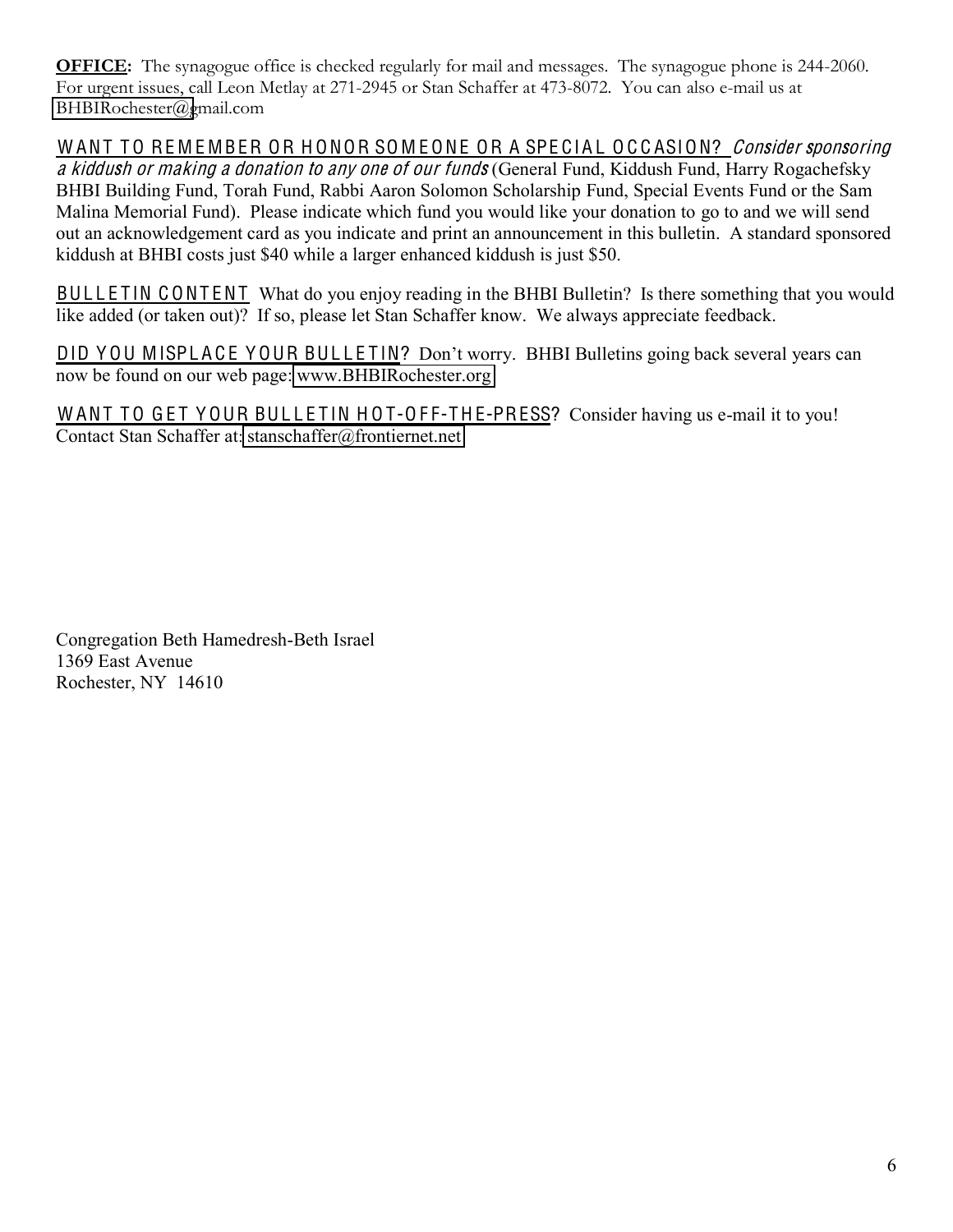**OFFICE:** The synagogue office is checked regularly for mail and messages. The synagogue phone is 244-2060. For urgent issues, call Leon Metlay at 271-2945 or Stan Schaffer at 473-8072. You can also e-mail us at BHBIRochester@gmail.com

WANT TO REMEMBER OR HONOR SOMEONE OR A SPECIAL OCCASION? *Consider sponsoring a kiddush or making a donation to any one of our funds* (General Fund, Kiddush Fund, Harry Rogachefsky BHBI Building Fund, Torah Fund, Rabbi Aaron Solomon Scholarship Fund, Special Events Fund or the Sam Malina Memorial Fund). Please indicate which fund you would like your donation to go to and we will send out an acknowledgement card as you indicate and print an announcement in this bulletin. A standard sponsored kiddush at BHBI costs just $40 while a larger enhanced kiddush is just $50.

BULLETIN CONTENT What do you enjoy reading in the BHBI Bulletin? Is there something that you would like added (or taken out)? If so, please let Stan Schaffer know. We always appreciate feedback.

DID YOU MISPLACE YOUR BULLETIN? Don't worry. BHBI Bulletins going back several years can now be found on our web page: www.BHBIRochester.org

WANT TO GET YOUR BULLETIN HOT-OFF-THE-PRESS? Consider having us e-mail it to you! Contact Stan Schaffer at: stanschaffer@frontiernet.net

Congregation Beth Hamedresh-Beth Israel
1369 East Avenue
Rochester, NY 14610